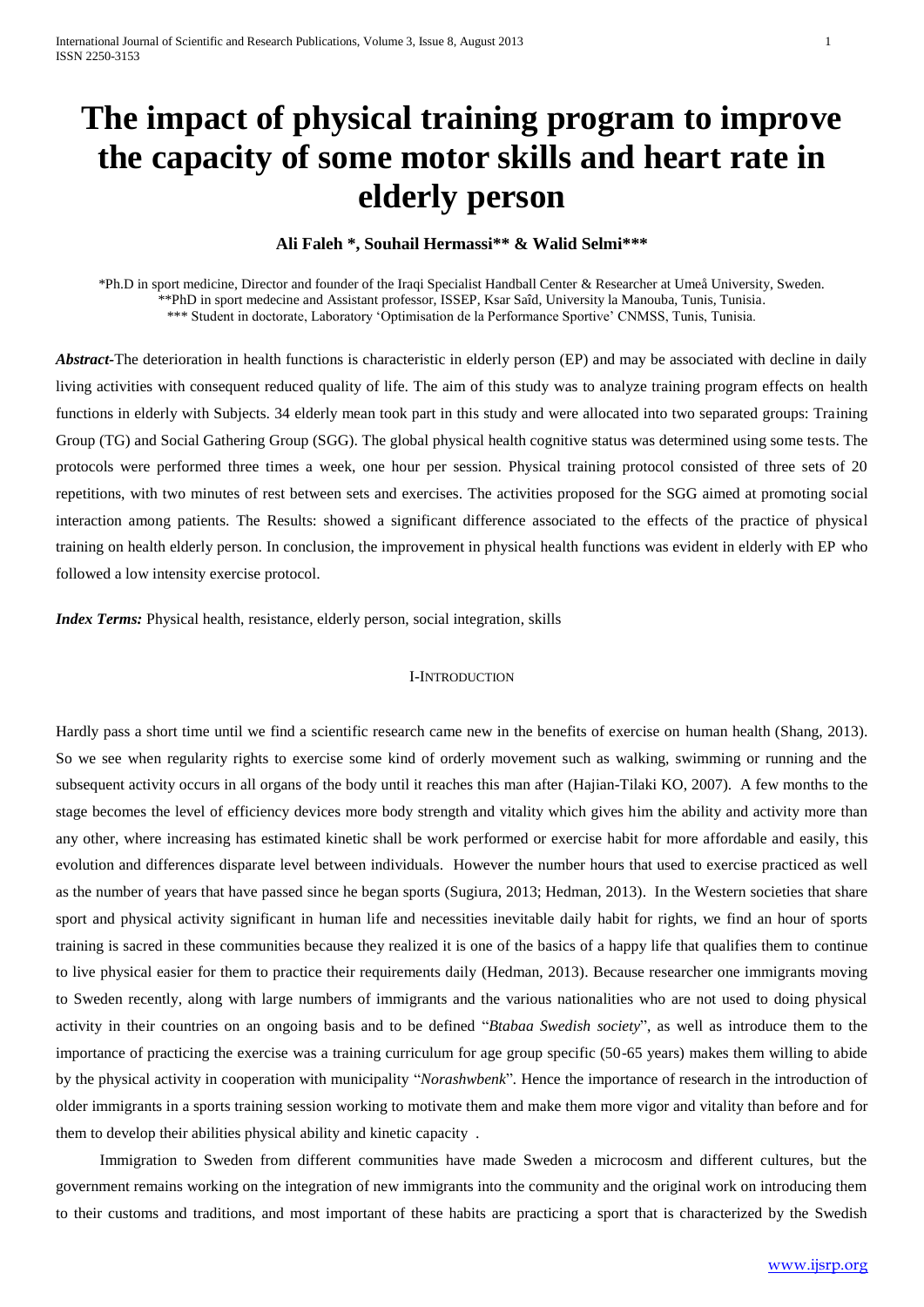# The impact of physical training program to improve the capacity of some motor skills and heart rate in elderly person

**Ali Faleh \*, Souhail Hermassi\*\* & Walid Selmi\*\*\***

\*Ph.D in sport medicine, Director and founder of the Iraqi Specialist Handball Center & Researcher at Umeå University, Sweden.
\*\*PhD in sport medecine and Assistant professor, ISSEP, Ksar Saîd, University la Manouba, Tunis, Tunisia.
\*\*\* Student in doctorate, Laboratory 'Optimisation de la Performance Sportive' CNMSS, Tunis, Tunisia.

***Abstract*-**The deterioration in health functions is characteristic in elderly person (EP) and may be associated with decline in daily living activities with consequent reduced quality of life. The aim of this study was to analyze training program effects on health functions in elderly with Subjects. 34 elderly mean took part in this study and were allocated into two separated groups: Training Group (TG) and Social Gathering Group (SGG). The global physical health cognitive status was determined using some tests. The protocols were performed three times a week, one hour per session. Physical training protocol consisted of three sets of 20 repetitions, with two minutes of rest between sets and exercises. The activities proposed for the SGG aimed at promoting social interaction among patients. The Results: showed a significant difference associated to the effects of the practice of physical training on health elderly person. In conclusion, the improvement in physical health functions was evident in elderly with EP who followed a low intensity exercise protocol.

***Index Terms:*** Physical health, resistance, elderly person, social integration, skills

## I-INTRODUCTION

Hardly pass a short time until we find a scientific research came new in the benefits of exercise on human health (Shang, 2013). So we see when regularity rights to exercise some kind of orderly movement such as walking, swimming or running and the subsequent activity occurs in all organs of the body until it reaches this man after (Hajian-Tilaki KO, 2007). A few months to the stage becomes the level of efficiency devices more body strength and vitality which gives him the ability and activity more than any other, where increasing has estimated kinetic shall be work performed or exercise habit for more affordable and easily, this evolution and differences disparate level between individuals. However the number hours that used to exercise practiced as well as the number of years that have passed since he began sports (Sugiura, 2013; Hedman, 2013). In the Western societies that share sport and physical activity significant in human life and necessities inevitable daily habit for rights, we find an hour of sports training is sacred in these communities because they realized it is one of the basics of a happy life that qualifies them to continue to live physical easier for them to practice their requirements daily (Hedman, 2013). Because researcher one immigrants moving to Sweden recently, along with large numbers of immigrants and the various nationalities who are not used to doing physical activity in their countries on an ongoing basis and to be defined "*Btabaa Swedish society*", as well as introduce them to the importance of practicing the exercise was a training curriculum for age group specific (50-65 years) makes them willing to abide by the physical activity in cooperation with municipality "*Norashwbenk*". Hence the importance of research in the introduction of older immigrants in a sports training session working to motivate them and make them more vigor and vitality than before and for them to develop their abilities physical ability and kinetic capacity .

Immigration to Sweden from different communities have made Sweden a microcosm and different cultures, but the government remains working on the integration of new immigrants into the community and the original work on introducing them to their customs and traditions, and most important of these habits are practicing a sport that is characterized by the Swedish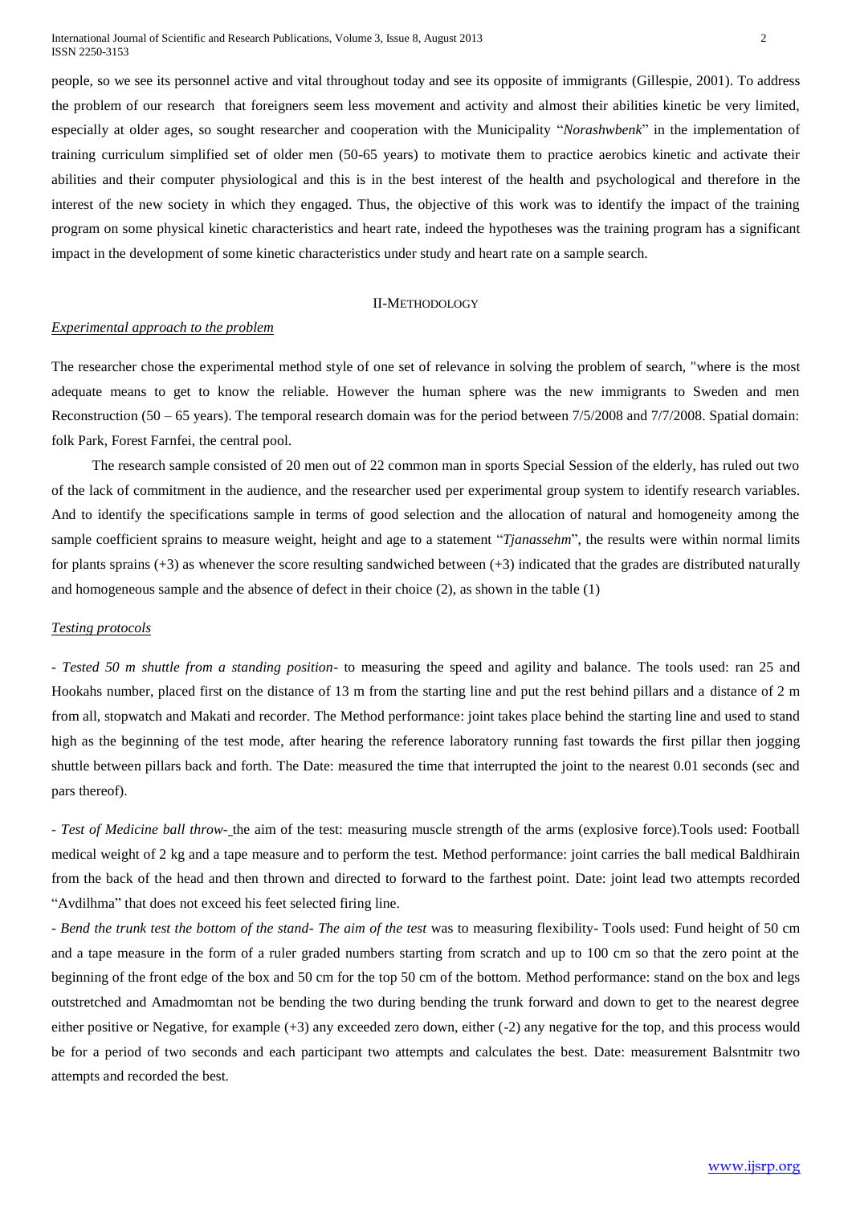people, so we see its personnel active and vital throughout today and see its opposite of immigrants (Gillespie, 2001). To address the problem of our research that foreigners seem less movement and activity and almost their abilities kinetic be very limited, especially at older ages, so sought researcher and cooperation with the Municipality "*Norashwbenk*" in the implementation of training curriculum simplified set of older men (50-65 years) to motivate them to practice aerobics kinetic and activate their abilities and their computer physiological and this is in the best interest of the health and psychological and therefore in the interest of the new society in which they engaged. Thus, the objective of this work was to identify the impact of the training program on some physical kinetic characteristics and heart rate, indeed the hypotheses was the training program has a significant impact in the development of some kinetic characteristics under study and heart rate on a sample search.

## II-METHODOLOGY

### *Experimental approach to the problem*

The researcher chose the experimental method style of one set of relevance in solving the problem of search, "where is the most adequate means to get to know the reliable. However the human sphere was the new immigrants to Sweden and men Reconstruction (50 – 65 years). The temporal research domain was for the period between 7/5/2008 and 7/7/2008. Spatial domain: folk Park, Forest Farnfei, the central pool.

The research sample consisted of 20 men out of 22 common man in sports Special Session of the elderly, has ruled out two of the lack of commitment in the audience, and the researcher used per experimental group system to identify research variables. And to identify the specifications sample in terms of good selection and the allocation of natural and homogeneity among the sample coefficient sprains to measure weight, height and age to a statement "*Tjanassehm*", the results were within normal limits for plants sprains (+3) as whenever the score resulting sandwiched between (+3) indicated that the grades are distributed naturally and homogeneous sample and the absence of defect in their choice (2), as shown in the table (1)

### *Testing protocols*

- *Tested 50 m shuttle from a standing position-* to measuring the speed and agility and balance. The tools used: ran 25 and Hookahs number, placed first on the distance of 13 m from the starting line and put the rest behind pillars and a distance of 2 m from all, stopwatch and Makati and recorder. The Method performance: joint takes place behind the starting line and used to stand high as the beginning of the test mode, after hearing the reference laboratory running fast towards the first pillar then jogging shuttle between pillars back and forth. The Date: measured the time that interrupted the joint to the nearest 0.01 seconds (sec and pars thereof).

- *Test of Medicine ball throw-* the aim of the test: measuring muscle strength of the arms (explosive force).Tools used: Football medical weight of 2 kg and a tape measure and to perform the test. Method performance: joint carries the ball medical Baldhirain from the back of the head and then thrown and directed to forward to the farthest point. Date: joint lead two attempts recorded "Avdilhma" that does not exceed his feet selected firing line.

- *Bend the trunk test the bottom of the stand- The aim of the test* was to measuring flexibility- Tools used: Fund height of 50 cm and a tape measure in the form of a ruler graded numbers starting from scratch and up to 100 cm so that the zero point at the beginning of the front edge of the box and 50 cm for the top 50 cm of the bottom. Method performance: stand on the box and legs outstretched and Amadmomtan not be bending the two during bending the trunk forward and down to get to the nearest degree either positive or Negative, for example (+3) any exceeded zero down, either (-2) any negative for the top, and this process would be for a period of two seconds and each participant two attempts and calculates the best. Date: measurement Balsntmitr two attempts and recorded the best.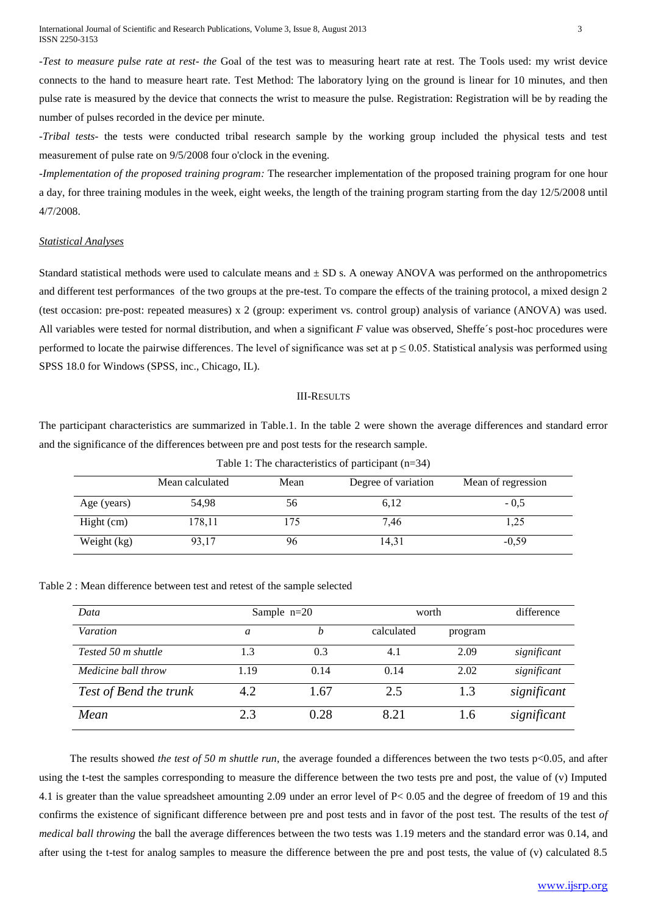-*Test to measure pulse rate at rest- the* Goal of the test was to measuring heart rate at rest. The Tools used: my wrist device connects to the hand to measure heart rate. Test Method: The laboratory lying on the ground is linear for 10 minutes, and then pulse rate is measured by the device that connects the wrist to measure the pulse. Registration: Registration will be by reading the number of pulses recorded in the device per minute.

-*Tribal tests*- the tests were conducted tribal research sample by the working group included the physical tests and test measurement of pulse rate on 9/5/2008 four o'clock in the evening.

-*Implementation of the proposed training program:* The researcher implementation of the proposed training program for one hour a day, for three training modules in the week, eight weeks, the length of the training program starting from the day 12/5/2008 until 4/7/2008.

*Statistical Analyses*

Standard statistical methods were used to calculate means and ± SD s. A oneway ANOVA was performed on the anthropometrics and different test performances of the two groups at the pre-test. To compare the effects of the training protocol, a mixed design 2 (test occasion: pre-post: repeated measures) x 2 (group: experiment vs. control group) analysis of variance (ANOVA) was used. All variables were tested for normal distribution, and when a significant *F* value was observed, Sheffe´s post-hoc procedures were performed to locate the pairwise differences. The level of significance was set at $p \leq 0.05$. Statistical analysis was performed using SPSS 18.0 for Windows (SPSS, inc., Chicago, IL).

## III-Results

The participant characteristics are summarized in Table.1. In the table 2 were shown the average differences and standard error and the significance of the differences between pre and post tests for the research sample.

Table 1: The characteristics of participant (n=34)

| | Mean calculated | Mean | Degree of variation | Mean of regression |
|---|---|---|---|---|
| Age (years) | 54,98 | 56 | 6,12 | - 0,5 |
| Hight (cm) | 178,11 | 175 | 7,46 | 1,25 |
| Weight (kg) | 93,17 | 96 | 14,31 | -0,59 |

Table 2 : Mean difference between test and retest of the sample selected

| *Data* | Sample n=20 | | worth | | difference |
|---|---|---|---|---|---|
| *Varation* | *a* | *b* | calculated | program | |
| *Tested 50 m shuttle* | 1.3 | 0.3 | 4.1 | 2.09 | *significant* |
| *Medicine ball throw* | 1.19 | 0.14 | 0.14 | 2.02 | *significant* |
| *Test of Bend the trunk* | 4.2 | 1.67 | 2.5 | 1.3 | *significant* |
| *Mean* | 2.3 | 0.28 | 8.21 | 1.6 | *significant* |

The results showed *the test of 50 m shuttle run*, the average founded a differences between the two tests $p<0.05$, and after using the t-test the samples corresponding to measure the difference between the two tests pre and post, the value of (v) Imputed 4.1 is greater than the value spreadsheet amounting 2.09 under an error level of $P< 0.05$ and the degree of freedom of 19 and this confirms the existence of significant difference between pre and post tests and in favor of the post test. The results of the test *of medical ball throwing* the ball the average differences between the two tests was 1.19 meters and the standard error was 0.14, and after using the t-test for analog samples to measure the difference between the pre and post tests, the value of (v) calculated 8.5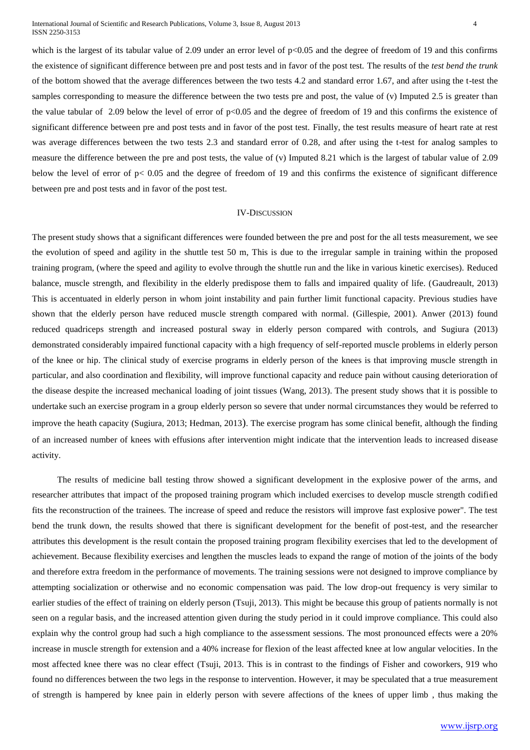which is the largest of its tabular value of 2.09 under an error level of $p<0.05$ and the degree of freedom of 19 and this confirms the existence of significant difference between pre and post tests and in favor of the post test. The results of the *test bend the trunk* of the bottom showed that the average differences between the two tests 4.2 and standard error 1.67, and after using the t-test the samples corresponding to measure the difference between the two tests pre and post, the value of (v) Imputed 2.5 is greater than the value tabular of 2.09 below the level of error of $p<0.05$ and the degree of freedom of 19 and this confirms the existence of significant difference between pre and post tests and in favor of the post test. Finally, the test results measure of heart rate at rest was average differences between the two tests 2.3 and standard error of 0.28, and after using the t-test for analog samples to measure the difference between the pre and post tests, the value of (v) Imputed 8.21 which is the largest of tabular value of 2.09 below the level of error of $p< 0.05$ and the degree of freedom of 19 and this confirms the existence of significant difference between pre and post tests and in favor of the post test.

## IV-Discussion

The present study shows that a significant differences were founded between the pre and post for the all tests measurement, we see the evolution of speed and agility in the shuttle test 50 m, This is due to the irregular sample in training within the proposed training program, (where the speed and agility to evolve through the shuttle run and the like in various kinetic exercises). Reduced balance, muscle strength, and flexibility in the elderly predispose them to falls and impaired quality of life. (Gaudreault, 2013) This is accentuated in elderly person in whom joint instability and pain further limit functional capacity. Previous studies have shown that the elderly person have reduced muscle strength compared with normal. (Gillespie, 2001). Anwer (2013) found reduced quadriceps strength and increased postural sway in elderly person compared with controls, and Sugiura (2013) demonstrated considerably impaired functional capacity with a high frequency of self-reported muscle problems in elderly person of the knee or hip. The clinical study of exercise programs in elderly person of the knees is that improving muscle strength in particular, and also coordination and flexibility, will improve functional capacity and reduce pain without causing deterioration of the disease despite the increased mechanical loading of joint tissues (Wang, 2013). The present study shows that it is possible to undertake such an exercise program in a group elderly person so severe that under normal circumstances they would be referred to improve the heath capacity (Sugiura, 2013; Hedman, 2013). The exercise program has some clinical benefit, although the finding of an increased number of knees with effusions after intervention might indicate that the intervention leads to increased disease activity.

The results of medicine ball testing throw showed a significant development in the explosive power of the arms, and researcher attributes that impact of the proposed training program which included exercises to develop muscle strength codified fits the reconstruction of the trainees. The increase of speed and reduce the resistors will improve fast explosive power". The test bend the trunk down, the results showed that there is significant development for the benefit of post-test, and the researcher attributes this development is the result contain the proposed training program flexibility exercises that led to the development of achievement. Because flexibility exercises and lengthen the muscles leads to expand the range of motion of the joints of the body and therefore extra freedom in the performance of movements. The training sessions were not designed to improve compliance by attempting socialization or otherwise and no economic compensation was paid. The low drop-out frequency is very similar to earlier studies of the effect of training on elderly person (Tsuji, 2013). This might be because this group of patients normally is not seen on a regular basis, and the increased attention given during the study period in it could improve compliance. This could also explain why the control group had such a high compliance to the assessment sessions. The most pronounced effects were a 20% increase in muscle strength for extension and a 40% increase for flexion of the least affected knee at low angular velocities. In the most affected knee there was no clear effect (Tsuji, 2013. This is in contrast to the findings of Fisher and coworkers, 919 who found no differences between the two legs in the response to intervention. However, it may be speculated that a true measurement of strength is hampered by knee pain in elderly person with severe affections of the knees of upper limb , thus making the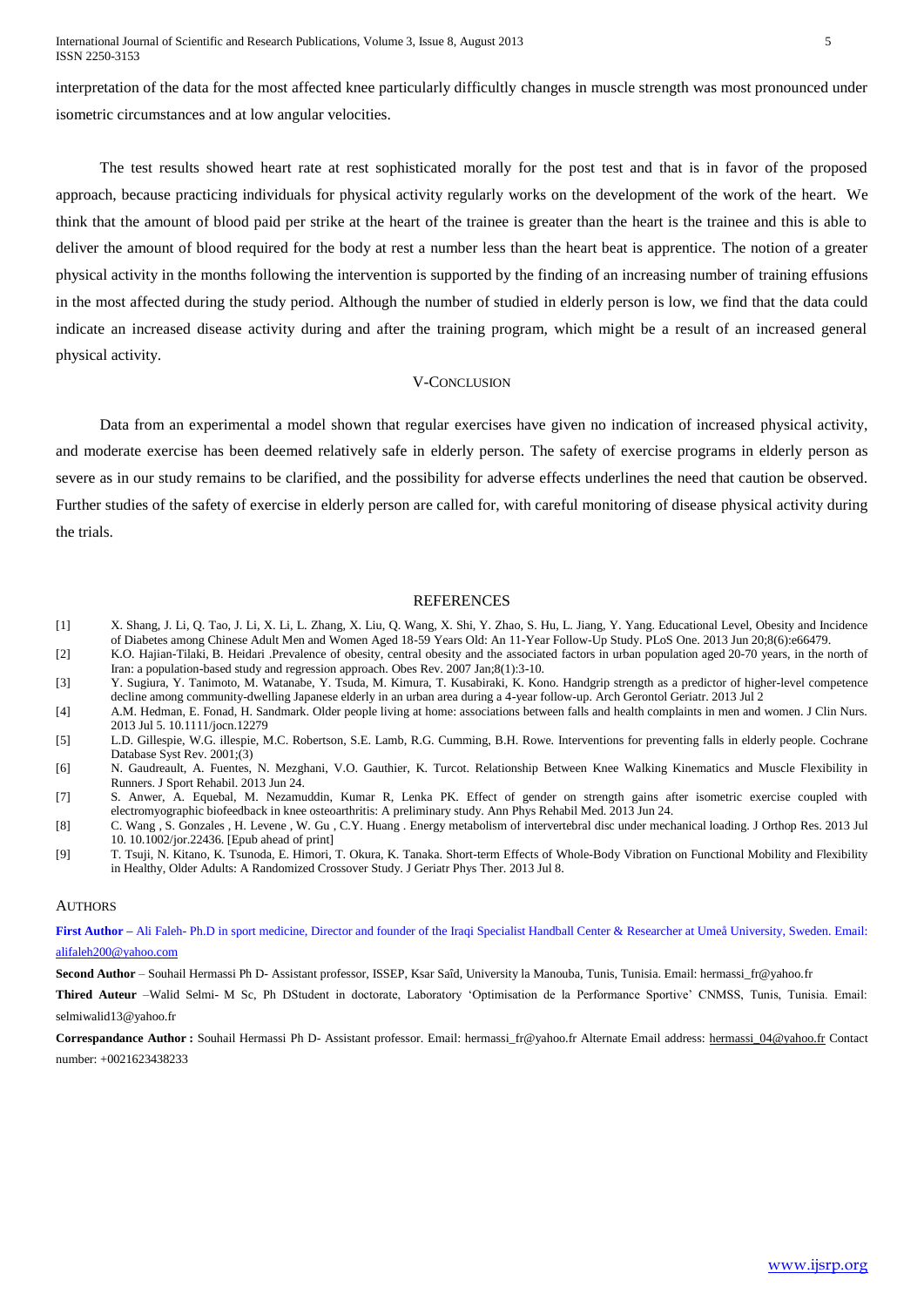interpretation of the data for the most affected knee particularly difficultly changes in muscle strength was most pronounced under isometric circumstances and at low angular velocities.

The test results showed heart rate at rest sophisticated morally for the post test and that is in favor of the proposed approach, because practicing individuals for physical activity regularly works on the development of the work of the heart. We think that the amount of blood paid per strike at the heart of the trainee is greater than the heart is the trainee and this is able to deliver the amount of blood required for the body at rest a number less than the heart beat is apprentice. The notion of a greater physical activity in the months following the intervention is supported by the finding of an increasing number of training effusions in the most affected during the study period. Although the number of studied in elderly person is low, we find that the data could indicate an increased disease activity during and after the training program, which might be a result of an increased general physical activity.

## V-Conclusion

Data from an experimental a model shown that regular exercises have given no indication of increased physical activity, and moderate exercise has been deemed relatively safe in elderly person. The safety of exercise programs in elderly person as severe as in our study remains to be clarified, and the possibility for adverse effects underlines the need that caution be observed. Further studies of the safety of exercise in elderly person are called for, with careful monitoring of disease physical activity during the trials.

## References

[1] X. Shang, J. Li, Q. Tao, J. Li, X. Li, L. Zhang, X. Liu, Q. Wang, X. Shi, Y. Zhao, S. Hu, L. Jiang, Y. Yang. Educational Level, Obesity and Incidence of Diabetes among Chinese Adult Men and Women Aged 18-59 Years Old: An 11-Year Follow-Up Study. PLoS One. 2013 Jun 20;8(6):e66479.

[2] K.O. Hajian-Tilaki, B. Heidari .Prevalence of obesity, central obesity and the associated factors in urban population aged 20-70 years, in the north of Iran: a population-based study and regression approach. Obes Rev. 2007 Jan;8(1):3-10.

[3] Y. Sugiura, Y. Tanimoto, M. Watanabe, Y. Tsuda, M. Kimura, T. Kusabiraki, K. Kono. Handgrip strength as a predictor of higher-level competence decline among community-dwelling Japanese elderly in an urban area during a 4-year follow-up. Arch Gerontol Geriatr. 2013 Jul 2

[4] A.M. Hedman, E. Fonad, H. Sandmark. Older people living at home: associations between falls and health complaints in men and women. J Clin Nurs. 2013 Jul 5. 10.1111/jocn.12279

[5] L.D. Gillespie, W.G. illespie, M.C. Robertson, S.E. Lamb, R.G. Cumming, B.H. Rowe. Interventions for preventing falls in elderly people. Cochrane Database Syst Rev. 2001;(3)

[6] N. Gaudreault, A. Fuentes, N. Mezghani, V.O. Gauthier, K. Turcot. Relationship Between Knee Walking Kinematics and Muscle Flexibility in Runners. J Sport Rehabil. 2013 Jun 24.

[7] S. Anwer, A. Equebal, M. Nezamuddin, Kumar R, Lenka PK. Effect of gender on strength gains after isometric exercise coupled with electromyographic biofeedback in knee osteoarthritis: A preliminary study. Ann Phys Rehabil Med. 2013 Jun 24.

[8] C. Wang , S. Gonzales , H. Levene , W. Gu , C.Y. Huang . Energy metabolism of intervertebral disc under mechanical loading. J Orthop Res. 2013 Jul 10. 10.1002/jor.22436. [Epub ahead of print]

[9] T. Tsuji, N. Kitano, K. Tsunoda, E. Himori, T. Okura, K. Tanaka. Short-term Effects of Whole-Body Vibration on Functional Mobility and Flexibility in Healthy, Older Adults: A Randomized Crossover Study. J Geriatr Phys Ther. 2013 Jul 8.

## Authors

**First Author** – Ali Faleh- Ph.D in sport medicine, Director and founder of the Iraqi Specialist Handball Center & Researcher at Umeå University, Sweden. Email: alifaleh200@yahoo.com

**Second Author** – Souhail Hermassi Ph D- Assistant professor, ISSEP, Ksar Saîd, University la Manouba, Tunis, Tunisia. Email: hermassi_fr@yahoo.fr

**Thired Auteur** –Walid Selmi- M Sc, Ph DStudent in doctorate, Laboratory 'Optimisation de la Performance Sportive' CNMSS, Tunis, Tunisia. Email: selmiwalid13@yahoo.fr

**Correspandance Author :** Souhail Hermassi Ph D- Assistant professor. Email: hermassi_fr@yahoo.fr Alternate Email address: hermassi_04@yahoo.fr Contact number: +0021623438233